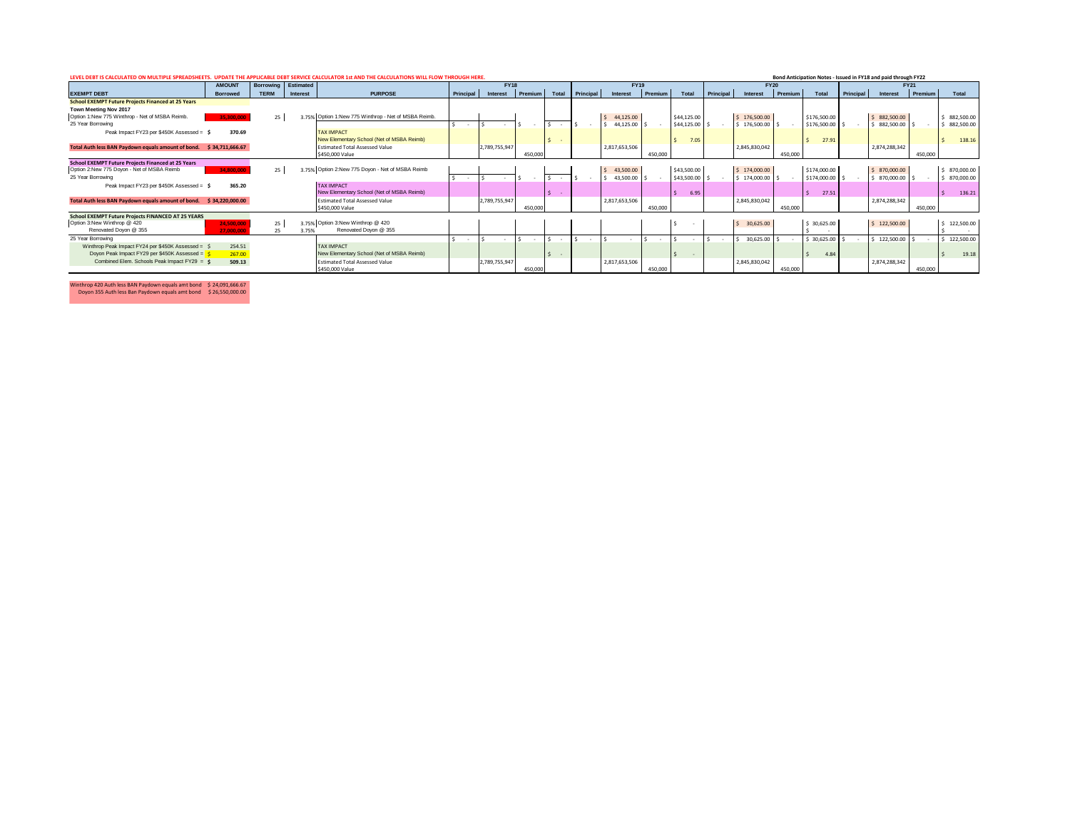LEVEL DEBT IS CALCULATED ON MULTIPLE SPREADSHEETS. UPDATE THE APPLICABLE DEBT SERVICE CALCULATOR 1st AND THE CALCULATIONS WILL FLOW THROUGH HERE.

Bond Anticipation Notes - Issued in FY18 and paid through FY22

| EXEMPT DEBT | AMOUNT Borrowed | Borrowing TERM | Estimated Interest | PURPOSE | FY18 Principal | FY18 Interest | FY18 Premium | FY18 Total | FY19 Principal | FY19 Interest | FY19 Premium | FY19 Total | FY20 Principal | FY20 Interest | FY20 Premium | FY20 Total | FY21 Principal | FY21 Interest | FY21 Premium | FY21 Total |
|---|---|---|---|---|---|---|---|---|---|---|---|---|---|---|---|---|---|---|---|---|
| **School EXEMPT Future Projects Financed at 25 Years** | | | | | | | | | | | | | | | | | | | | |
| **Town Meeting Nov 2017** | | | | | | | | | | | | | | | | | | | | |
| Option 1:New 775 Winthrop - Net of MSBA Reimb. | 35,300,000 | 25 | 3.75% | Option 1:New 775 Winthrop - Net of MSBA Reimb. | | | | | | $ 44,125.00 | | $44,125.00 | | $ 176,500.00 | | $176,500.00 | | $ 882,500.00 | | $ 882,500.00 |
| 25 Year Borrowing | | | | | $ - | $ - | $ - | $ - | $ - | $ 44,125.00 | $ - | $44,125.00 | $ - | $ 176,500.00 | $ - | $176,500.00 | $ - | $ 882,500.00 | $ - | $ 882,500.00 |
| Peak Impact FY23 per $450K Assessed = $ 370.69 | | | | TAX IMPACT | | | | | | | | | | | | | | | | |
| | | | | New Elementary School (Net of MSBA Reimb) | | | | $ - | | | | $ 7.05 | | | | $ 27.91 | | | | $ 138.16 |
| **Total Auth less BAN Paydown equals amount of bond.** | **$ 34,711,666.67** | | | Estimated Total Assessed Value | | 2,789,755,947 | | | | 2,817,653,506 | | | | 2,845,830,042 | | | | 2,874,288,342 | | |
| | | | | $450,000 Value | | | 450,000 | | | | 450,000 | | | | 450,000 | | | | 450,000 | |
| **School EXEMPT Future Projects Financed at 25 Years** | | | | | | | | | | | | | | | | | | | | |
| Option 2:New 775 Doyon - Net of MSBA Reimb | 34,800,000 | 25 | 3.75% | Option 2:New 775 Doyon - Net of MSBA Reimb | | | | | | $ 43,500.00 | | $43,500.00 | | $ 174,000.00 | | $174,000.00 | | $ 870,000.00 | | $ 870,000.00 |
| 25 Year Borrowing | | | | | $ - | $ - | $ - | $ - | $ - | $ 43,500.00 | $ - | $43,500.00 | $ - | $ 174,000.00 | $ - | $174,000.00 | $ - | $ 870,000.00 | $ - | $ 870,000.00 |
| Peak Impact FY23 per $450K Assessed = $ 365.20 | | | | TAX IMPACT | | | | | | | | | | | | | | | | |
| | | | | New Elementary School (Net of MSBA Reimb) | | | | $ - | | | | $ 6.95 | | | | $ 27.51 | | | | $ 136.21 |
| **Total Auth less BAN Paydown equals amount of bond.** | **$ 34,220,000.00** | | | Estimated Total Assessed Value | | 2,789,755,947 | | | | 2,817,653,506 | | | | 2,845,830,042 | | | | 2,874,288,342 | | |
| | | | | $450,000 Value | | | 450,000 | | | | 450,000 | | | | 450,000 | | | | 450,000 | |
| **School EXEMPT Future Projects FINANCED AT 25 YEARS** | | | | | | | | | | | | | | | | | | | | |
| Option 3:New Winthrop @ 420 | 24,500,000 | 25 | 3.75% | Option 3:New Winthrop @ 420 | | | | | | | | $ - | | $ 30,625.00 | | $ 30,625.00 | | $ 122,500.00 | | $ 122,500.00 |
| Renovated Doyon @ 355 | 27,000,000 | 25 | 3.75% | Renovated Doyon @ 355 | | | | | | | | | | | | $ - | | | | $ - |
| 25 Year Borrowing | | | | | $ - | $ - | $ - | $ - | $ - | $ - | $ - | $ - | $ - | $ 30,625.00 | $ - | $ 30,625.00 | $ - | $ 122,500.00 | $ - | $ 122,500.00 |
| Winthrop Peak Impact FY24 per $450K Assessed = $ 254.51 | | | | TAX IMPACT | | | | | | | | | | | | | | | | |
| Doyon Peak Impact FY29 per $450K Assessed = $ 267.00 | | | | New Elementary School (Net of MSBA Reimb) | | | | $ - | | | | $ - | | | | $ 4.84 | | | | $ 19.18 |
| Combined Elem. Schools Peak Impact FY29 = $ 509.13 | | | | Estimated Total Assessed Value | | 2,789,755,947 | | | | 2,817,653,506 | | | | 2,845,830,042 | | | | 2,874,288,342 | | |
| | | | | $450,000 Value | | | 450,000 | | | | 450,000 | | | | 450,000 | | | | 450,000 | |

Winthrop 420 Auth less BAN Paydown equals amt bond $ 24,091,666.67

Doyon 355 Auth less Ban Paydown equals amt bond $ 26,550,000.00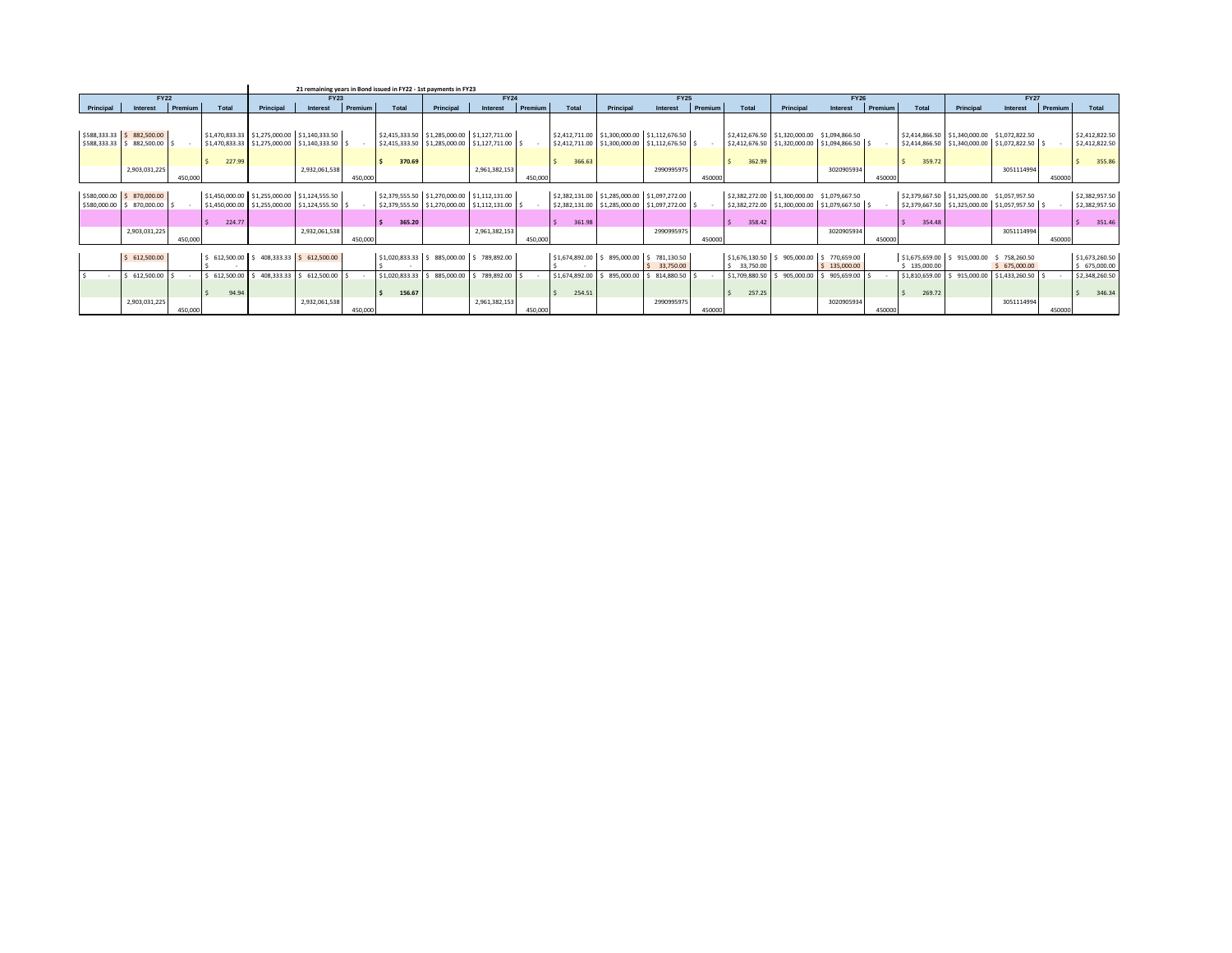21 remaining years in Bond issued in FY22 - 1st payments in FY23

| FY22 | | | | FY23 | | | | FY24 | | | | FY25 | | | | FY26 | | | | FY27 | | | |
|---|---|---|---|---|---|---|---|---|---|---|---|---|---|---|---|---|---|---|---|---|---|---|---|
| Principal | Interest | Premium | Total | Principal | Interest | Premium | Total | Principal | Interest | Premium | Total | Principal | Interest | Premium | Total | Principal | Interest | Premium | Total | Principal | Interest | Premium | Total |
| $588,333.33 | $ 882,500.00 | | $1,470,833.33 | $1,275,000.00 | $1,140,333.50 | | $2,415,333.50 | $1,285,000.00 | $1,127,711.00 | | $2,412,711.00 | $1,300,000.00 | $1,112,676.50 | | $2,412,676.50 | $1,320,000.00 | $1,094,866.50 | | $2,414,866.50 | $1,340,000.00 | $1,072,822.50 | | $2,412,822.50 |
| $588,333.33 | $ 882,500.00 | $ - | $1,470,833.33 | $1,275,000.00 | $1,140,333.50 | $ - | $2,415,333.50 | $1,285,000.00 | $1,127,711.00 | $ - | $2,412,711.00 | $1,300,000.00 | $1,112,676.50 | $ - | $2,412,676.50 | $1,320,000.00 | $1,094,866.50 | $ - | $2,414,866.50 | $1,340,000.00 | $1,072,822.50 | $ - | $2,412,822.50 |
| | | | $ 227.99 | | | | $ 370.69 | | | | $ 366.63 | | | | $ 362.99 | | | | $ 359.72 | | | | $ 355.86 |
| | 2,903,031,225 | | | | 2,932,061,538 | | | | 2,961,382,153 | | | | 2990995975 | | | | 3020905934 | | | | 3051114994 | | |
| | | 450,000 | | | | 450,000 | | | | 450,000 | | | | 450000 | | | | 450000 | | | | 450000 | |
| | | | | | | | | | | | | | | | | | | | | | | | |
| $580,000.00 | $ 870,000.00 | | $1,450,000.00 | $1,255,000.00 | $1,124,555.50 | | $2,379,555.50 | $1,270,000.00 | $1,112,131.00 | | $2,382,131.00 | $1,285,000.00 | $1,097,272.00 | | $2,382,272.00 | $1,300,000.00 | $1,079,667.50 | | $2,379,667.50 | $1,325,000.00 | $1,057,957.50 | | $2,382,957.50 |
| $580,000.00 | $ 870,000.00 | $ - | $1,450,000.00 | $1,255,000.00 | $1,124,555.50 | $ - | $2,379,555.50 | $1,270,000.00 | $1,112,131.00 | $ - | $2,382,131.00 | $1,285,000.00 | $1,097,272.00 | $ - | $2,382,272.00 | $1,300,000.00 | $1,079,667.50 | $ - | $2,379,667.50 | $1,325,000.00 | $1,057,957.50 | $ - | $2,382,957.50 |
| | | | $ 224.77 | | | | $ 365.20 | | | | $ 361.98 | | | | $ 358.42 | | | | $ 354.48 | | | | $ 351.46 |
| | 2,903,031,225 | | | | 2,932,061,538 | | | | 2,961,382,153 | | | | 2990995975 | | | | 3020905934 | | | | 3051114994 | | |
| | | 450,000 | | | | 450,000 | | | | 450,000 | | | | 450000 | | | | 450000 | | | | 450000 | |
| | | | | | | | | | | | | | | | | | | | | | | | |
| | $ 612,500.00 | | $ 612,500.00 | $ 408,333.33 | $ 612,500.00 | | $1,020,833.33 | $ 885,000.00 | $ 789,892.00 | | $1,674,892.00 | $ 895,000.00 | $ 781,130.50 | | $1,676,130.50 | $ 905,000.00 | $ 770,659.00 | | $1,675,659.00 | $ 915,000.00 | $ 758,260.50 | | $1,673,260.50 |
| | | | $ - | | | | $ - | | | | $ - | | $ 33,750.00 | | $ 33,750.00 | | $ 135,000.00 | | $ 135,000.00 | | $ 675,000.00 | | $ 675,000.00 |
| $ - | $ 612,500.00 | $ - | $ 612,500.00 | $ 408,333.33 | $ 612,500.00 | $ - | $1,020,833.33 | $ 885,000.00 | $ 789,892.00 | $ - | $1,674,892.00 | $ 895,000.00 | $ 814,880.50 | $ - | $1,709,880.50 | $ 905,000.00 | $ 905,659.00 | $ - | $1,810,659.00 | $ 915,000.00 | $1,433,260.50 | $ - | $2,348,260.50 |
| | | | $ 94.94 | | | | $ 156.67 | | | | $ 254.51 | | | | $ 257.25 | | | | $ 269.72 | | | | $ 346.34 |
| | 2,903,031,225 | | | | 2,932,061,538 | | | | 2,961,382,153 | | | | 2990995975 | | | | 3020905934 | | | | 3051114994 | | |
| | | 450,000 | | | | 450,000 | | | | 450,000 | | | | 450000 | | | | 450000 | | | | 450000 | |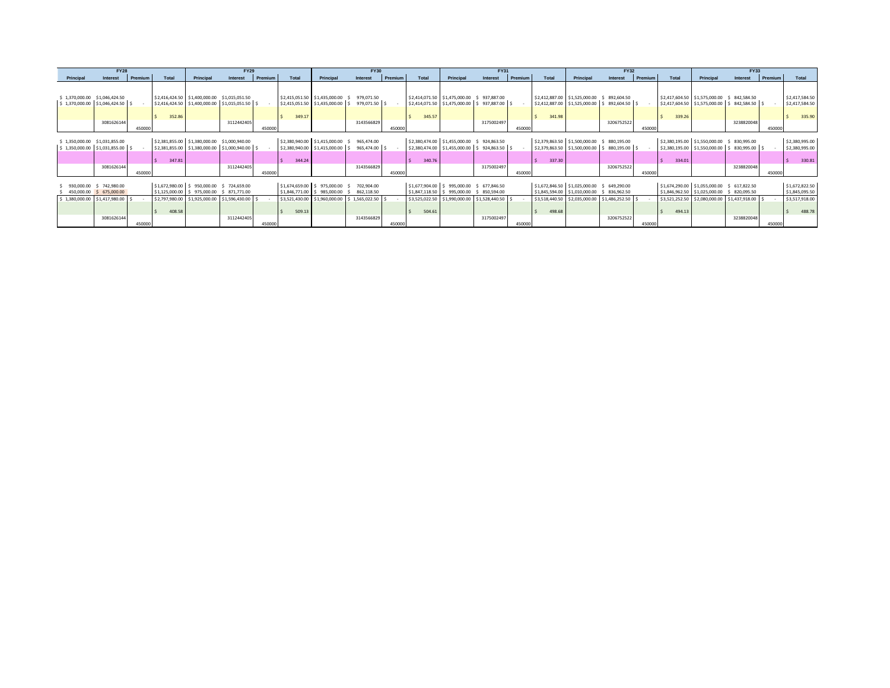| FY28 | | | | FY29 | | | | FY30 | | | | FY31 | | | | FY32 | | | | FY33 | | | |
|---|---|---|---|---|---|---|---|---|---|---|---|---|---|---|---|---|---|---|---|---|---|---|---|
| **Principal** | **Interest** | **Premium** | **Total** | **Principal** | **Interest** | **Premium** | **Total** | **Principal** | **Interest** | **Premium** | **Total** | **Principal** | **Interest** | **Premium** | **Total** | **Principal** | **Interest** | **Premium** | **Total** | **Principal** | **Interest** | **Premium** | **Total** |
| $ 1,370,000.00 | $1,046,424.50 | | $2,416,424.50 | $1,400,000.00 | $1,015,051.50 | | $2,415,051.50 | $1,435,000.00 | $ 979,071.50 | | $2,414,071.50 | $1,475,000.00 | $ 937,887.00 | | $2,412,887.00 | $1,525,000.00 | $ 892,604.50 | | $2,417,604.50 | $1,575,000.00 | $ 842,584.50 | | $2,417,584.50 |
| $ 1,370,000.00 | $1,046,424.50 | $ - | $2,416,424.50 | $1,400,000.00 | $1,015,051.50 | $ - | $2,415,051.50 | $1,435,000.00 | $ 979,071.50 | $ - | $2,414,071.50 | $1,475,000.00 | $ 937,887.00 | $ - | $2,412,887.00 | $1,525,000.00 | $ 892,604.50 | $ - | $2,417,604.50 | $1,575,000.00 | $ 842,584.50 | $ - | $2,417,584.50 |
| | | | $ 352.86 | | | | $ 349.17 | | | | $ 345.57 | | | | $ 341.98 | | | | $ 339.26 | | | | $ 335.90 |
| | 3081626144 | 450000 | | | 3112442405 | 450000 | | | 3143566829 | 450000 | | | 3175002497 | 450000 | | | 3206752522 | 450000 | | | 3238820048 | 450000 | |
| $ 1,350,000.00 | $1,031,855.00 | | $2,381,855.00 | $1,380,000.00 | $1,000,940.00 | | $2,380,940.00 | $1,415,000.00 | $ 965,474.00 | | $2,380,474.00 | $1,455,000.00 | $ 924,863.50 | | $2,379,863.50 | $1,500,000.00 | $ 880,195.00 | | $2,380,195.00 | $1,550,000.00 | $ 830,995.00 | | $2,380,995.00 |
| $ 1,350,000.00 | $1,031,855.00 | $ - | $2,381,855.00 | $1,380,000.00 | $1,000,940.00 | $ - | $2,380,940.00 | $1,415,000.00 | $ 965,474.00 | $ - | $2,380,474.00 | $1,455,000.00 | $ 924,863.50 | $ - | $2,379,863.50 | $1,500,000.00 | $ 880,195.00 | $ - | $2,380,195.00 | $1,550,000.00 | $ 830,995.00 | $ - | $2,380,995.00 |
| | | | $ 347.81 | | | | $ 344.24 | | | | $ 340.76 | | | | $ 337.30 | | | | $ 334.01 | | | | $ 330.81 |
| | 3081626144 | 450000 | | | 3112442405 | 450000 | | | 3143566829 | 450000 | | | 3175002497 | 450000 | | | 3206752522 | 450000 | | | 3238820048 | 450000 | |
| $ 930,000.00 | $ 742,980.00 | | $1,672,980.00 | $ 950,000.00 | $ 724,659.00 | | $1,674,659.00 | $ 975,000.00 | $ 702,904.00 | | $1,677,904.00 | $ 995,000.00 | $ 677,846.50 | | $1,672,846.50 | $1,025,000.00 | $ 649,290.00 | | $1,674,290.00 | $1,055,000.00 | $ 617,822.50 | | $1,672,822.50 |
| $ 450,000.00 | $ 675,000.00 | | $1,125,000.00 | $ 975,000.00 | $ 871,771.00 | | $1,846,771.00 | $ 985,000.00 | $ 862,118.50 | | $1,847,118.50 | $ 995,000.00 | $ 850,594.00 | | $1,845,594.00 | $1,010,000.00 | $ 836,962.50 | | $1,846,962.50 | $1,025,000.00 | $ 820,095.50 | | $1,845,095.50 |
| $ 1,380,000.00 | $1,417,980.00 | $ - | $2,797,980.00 | $1,925,000.00 | $1,596,430.00 | $ - | $3,521,430.00 | $1,960,000.00 | $ 1,565,022.50 | $ - | $3,525,022.50 | $1,990,000.00 | $1,528,440.50 | $ - | $3,518,440.50 | $2,035,000.00 | $1,486,252.50 | $ - | $3,521,252.50 | $2,080,000.00 | $1,437,918.00 | $ - | $3,517,918.00 |
| | | | $ 408.58 | | | | $ 509.13 | | | | $ 504.61 | | | | $ 498.68 | | | | $ 494.13 | | | | $ 488.78 |
| | 3081626144 | 450000 | | | 3112442405 | 450000 | | | 3143566829 | 450000 | | | 3175002497 | 450000 | | | 3206752522 | 450000 | | | 3238820048 | 450000 | |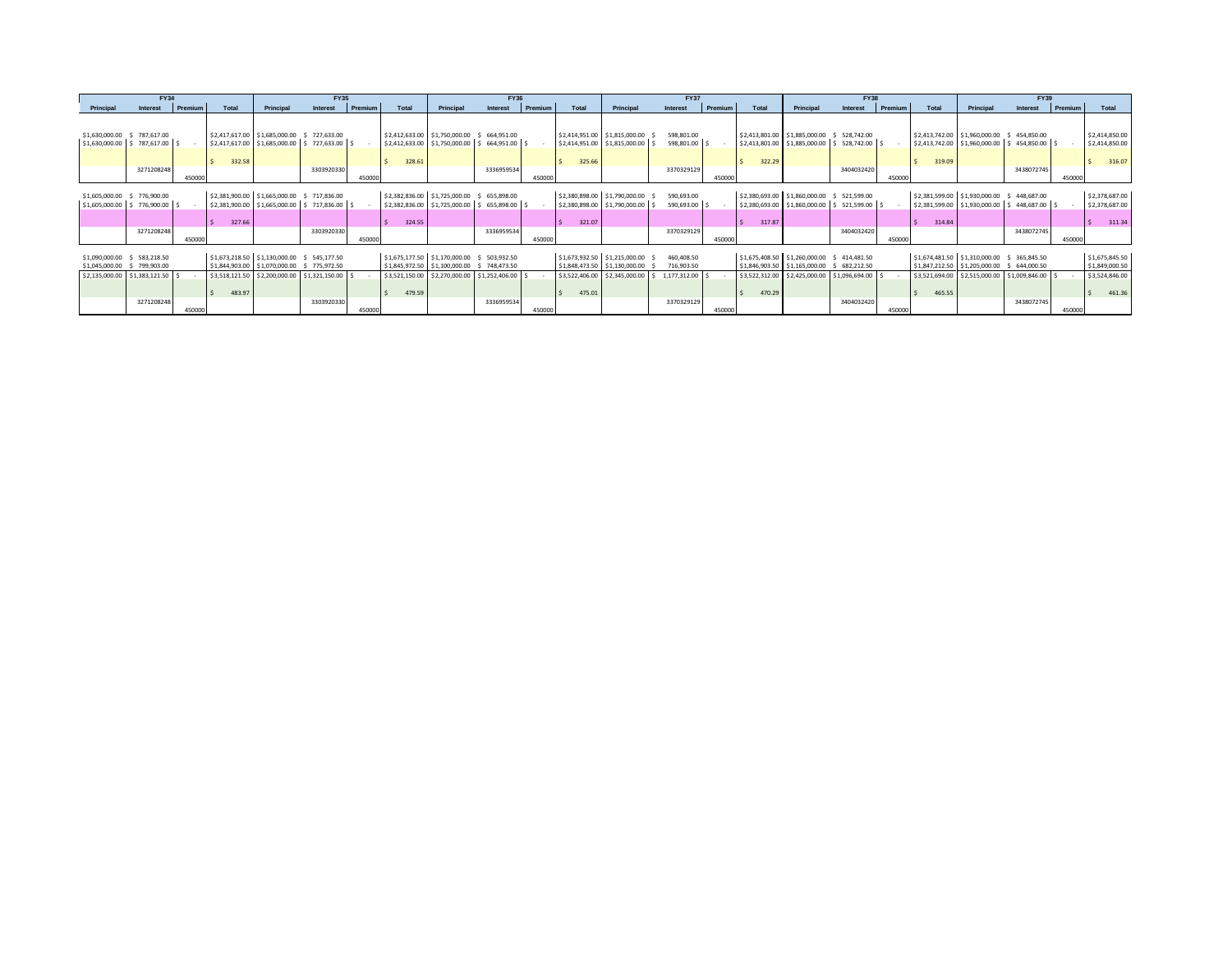| FY34 | | | | FY35 | | | | FY36 | | | | FY37 | | | | FY38 | | | | FY39 | | | |
|---|---|---|---|---|---|---|---|---|---|---|---|---|---|---|---|---|---|---|---|---|---|---|---|
| Principal | Interest | Premium | Total | Principal | Interest | Premium | Total | Principal | Interest | Premium | Total | Principal | Interest | Premium | Total | Principal | Interest | Premium | Total | Principal | Interest | Premium | Total |
| $1,630,000.00 | $ 787,617.00 | | $2,417,617.00 | $1,685,000.00 | $ 727,633.00 | | $2,412,633.00 | $1,750,000.00 | $ 664,951.00 | | $2,414,951.00 | $1,815,000.00 | $ 598,801.00 | | $2,413,801.00 | $1,885,000.00 | $ 528,742.00 | | $2,413,742.00 | $1,960,000.00 | $ 454,850.00 | | $2,414,850.00 |
| $1,630,000.00 | $ 787,617.00 | $ - | $2,417,617.00 | $1,685,000.00 | $ 727,633.00 | $ - | $2,412,633.00 | $1,750,000.00 | $ 664,951.00 | $ - | $2,414,951.00 | $1,815,000.00 | $ 598,801.00 | $ - | $2,413,801.00 | $1,885,000.00 | $ 528,742.00 | $ - | $2,413,742.00 | $1,960,000.00 | $ 454,850.00 | $ - | $2,414,850.00 |
| | | | $ 332.58 | | | | $ 328.61 | | | | $ 325.66 | | | | $ 322.29 | | | | $ 319.09 | | | | $ 316.07 |
| | 3271208248 | | | | 3303920330 | | | | 3336959534 | | | | 3370329129 | | | | 3404032420 | | | | 3438072745 | | |
| | | 450000 | | | | 450000 | | | | 450000 | | | | 450000 | | | | 450000 | | | | 450000 | |
| $1,605,000.00 | $ 776,900.00 | | $2,381,900.00 | $1,665,000.00 | $ 717,836.00 | | $2,382,836.00 | $1,725,000.00 | $ 655,898.00 | | $2,380,898.00 | $1,790,000.00 | $ 590,693.00 | | $2,380,693.00 | $1,860,000.00 | $ 521,599.00 | | $2,381,599.00 | $1,930,000.00 | $ 448,687.00 | | $2,378,687.00 |
| $1,605,000.00 | $ 776,900.00 | $ - | $2,381,900.00 | $1,665,000.00 | $ 717,836.00 | $ - | $2,382,836.00 | $1,725,000.00 | $ 655,898.00 | $ - | $2,380,898.00 | $1,790,000.00 | $ 590,693.00 | $ - | $2,380,693.00 | $1,860,000.00 | $ 521,599.00 | $ - | $2,381,599.00 | $1,930,000.00 | $ 448,687.00 | $ - | $2,378,687.00 |
| | | | $ 327.66 | | | | $ 324.55 | | | | $ 321.07 | | | | $ 317.87 | | | | $ 314.84 | | | | $ 311.34 |
| | 3271208248 | | | | 3303920330 | | | | 3336959534 | | | | 3370329129 | | | | 3404032420 | | | | 3438072745 | | |
| | | 450000 | | | | 450000 | | | | 450000 | | | | 450000 | | | | 450000 | | | | 450000 | |
| $1,090,000.00 | $ 583,218.50 | | $1,673,218.50 | $1,130,000.00 | $ 545,177.50 | | $1,675,177.50 | $1,170,000.00 | $ 503,932.50 | | $1,673,932.50 | $1,215,000.00 | $ 460,408.50 | | $1,675,408.50 | $1,260,000.00 | $ 414,481.50 | | $1,674,481.50 | $1,310,000.00 | $ 365,845.50 | | $1,675,845.50 |
| $1,045,000.00 | $ 799,903.00 | | $1,844,903.00 | $1,070,000.00 | $ 775,972.50 | | $1,845,972.50 | $1,100,000.00 | $ 748,473.50 | | $1,848,473.50 | $1,130,000.00 | $ 716,903.50 | | $1,846,903.50 | $1,165,000.00 | $ 682,212.50 | | $1,847,212.50 | $1,205,000.00 | $ 644,000.50 | | $1,849,000.50 |
| $2,135,000.00 | $1,383,121.50 | $ - | $3,518,121.50 | $2,200,000.00 | $1,321,150.00 | $ - | $3,521,150.00 | $2,270,000.00 | $1,252,406.00 | $ - | $3,522,406.00 | $2,345,000.00 | $ 1,177,312.00 | $ - | $3,522,312.00 | $2,425,000.00 | $1,096,694.00 | $ - | $3,521,694.00 | $2,515,000.00 | $1,009,846.00 | $ - | $3,524,846.00 |
| | | | $ 483.97 | | | | $ 479.59 | | | | $ 475.01 | | | | $ 470.29 | | | | $ 465.55 | | | | $ 461.36 |
| | 3271208248 | | | | 3303920330 | | | | 3336959534 | | | | 3370329129 | | | | 3404032420 | | | | 3438072745 | | |
| | | 450000 | | | | 450000 | | | | 450000 | | | | 450000 | | | | 450000 | | | | 450000 | |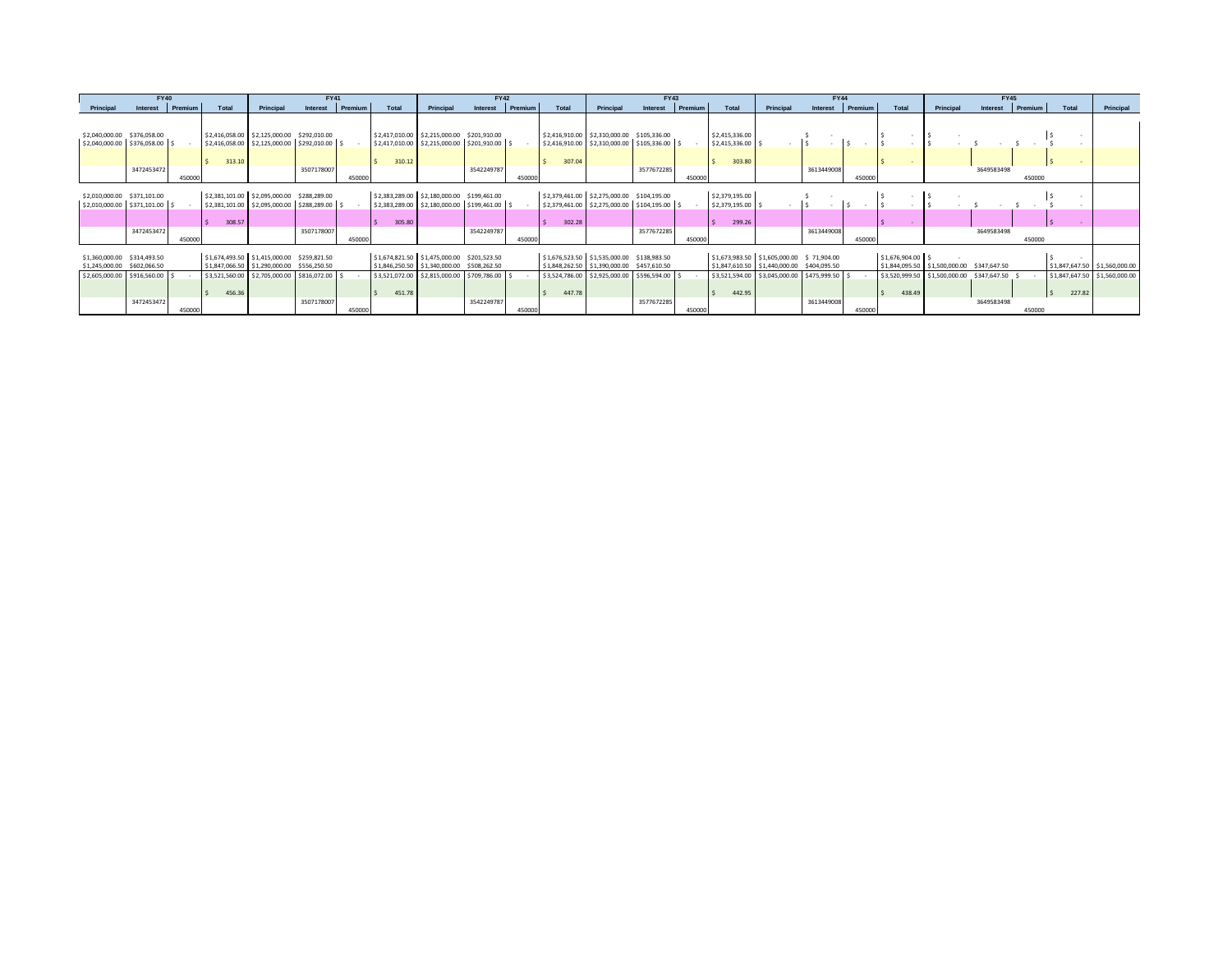| FY40 | | | | FY41 | | | | FY42 | | | | FY43 | | | | FY44 | | | | FY45 | | | | |
|---|---|---|---|---|---|---|---|---|---|---|---|---|---|---|---|---|---|---|---|---|---|---|---|---|
| Principal | Interest | Premium | Total | Principal | Interest | Premium | Total | Principal | Interest | Premium | Total | Principal | Interest | Premium | Total | Principal | Interest | Premium | Total | Principal | Interest | Premium | Total | Principal |
| $2,040,000.00 | $376,058.00 | | $2,416,058.00 | $2,125,000.00 | $292,010.00 | | $2,417,010.00 | $2,215,000.00 | $201,910.00 | | $2,416,910.00 | $2,310,000.00 | $105,336.00 | | $2,415,336.00 | | $ - | | $ - | $ - | | | $ - | |
| $2,040,000.00 | $376,058.00 | $ - | $2,416,058.00 | $2,125,000.00 | $292,010.00 | $ - | $2,417,010.00 | $2,215,000.00 | $201,910.00 | $ - | $2,416,910.00 | $2,310,000.00 | $105,336.00 | $ - | $2,415,336.00 | $ - | $ - | $ - | $ - | $ - | $ - | $ - | $ - | |
| | | | $ 313.10 | | | | $ 310.12 | | | | $ 307.04 | | | | $ 303.80 | | | | $ - | | | | $ - | |
| | 3472453472 | 450000 | | | 3507178007 | 450000 | | | 3542249787 | 450000 | | | 3577672285 | 450000 | | | 3613449008 | 450000 | | | 3649583498 | 450000 | | |
| $2,010,000.00 | $371,101.00 | | $2,381,101.00 | $2,095,000.00 | $288,289.00 | | $2,383,289.00 | $2,180,000.00 | $199,461.00 | | $2,379,461.00 | $2,275,000.00 | $104,195.00 | | $2,379,195.00 | | $ - | | $ - | $ - | | | $ - | |
| $2,010,000.00 | $371,101.00 | $ - | $2,381,101.00 | $2,095,000.00 | $288,289.00 | $ - | $2,383,289.00 | $2,180,000.00 | $199,461.00 | $ - | $2,379,461.00 | $2,275,000.00 | $104,195.00 | $ - | $2,379,195.00 | $ - | $ - | $ - | $ - | $ - | $ - | $ - | $ - | |
| | | | $ 308.57 | | | | $ 305.80 | | | | $ 302.28 | | | | $ 299.26 | | | | $ - | | | | $ - | |
| | 3472453472 | 450000 | | | 3507178007 | 450000 | | | 3542249787 | 450000 | | | 3577672285 | 450000 | | | 3613449008 | 450000 | | | 3649583498 | 450000 | | |
| $1,360,000.00 | $314,493.50 | | $1,674,493.50 | $1,415,000.00 | $259,821.50 | | $1,674,821.50 | $1,475,000.00 | $201,523.50 | | $1,676,523.50 | $1,535,000.00 | $138,983.50 | | $1,673,983.50 | $1,605,000.00 | $ 71,904.00 | | $1,676,904.00 | $ - | | | $ - | |
| $1,245,000.00 | $602,066.50 | | $1,847,066.50 | $1,290,000.00 | $556,250.50 | | $1,846,250.50 | $1,340,000.00 | $508,262.50 | | $1,848,262.50 | $1,390,000.00 | $457,610.50 | | $1,847,610.50 | $1,440,000.00 | $404,095.50 | | $1,844,095.50 | $1,500,000.00 | $347,647.50 | | $1,847,647.50 | $1,560,000.00 |
| $2,605,000.00 | $916,560.00 | $ - | $3,521,560.00 | $2,705,000.00 | $816,072.00 | $ - | $3,521,072.00 | $2,815,000.00 | $709,786.00 | $ - | $3,524,786.00 | $2,925,000.00 | $596,594.00 | $ - | $3,521,594.00 | $3,045,000.00 | $475,999.50 | $ - | $3,520,999.50 | $1,500,000.00 | $347,647.50 | $ - | $1,847,647.50 | $1,560,000.00 |
| | | | $ 456.36 | | | | $ 451.78 | | | | $ 447.78 | | | | $ 442.95 | | | | $ 438.49 | | | | $ 227.82 | |
| | 3472453472 | 450000 | | | 3507178007 | 450000 | | | 3542249787 | 450000 | | | 3577672285 | 450000 | | | 3613449008 | 450000 | | | 3649583498 | 450000 | | |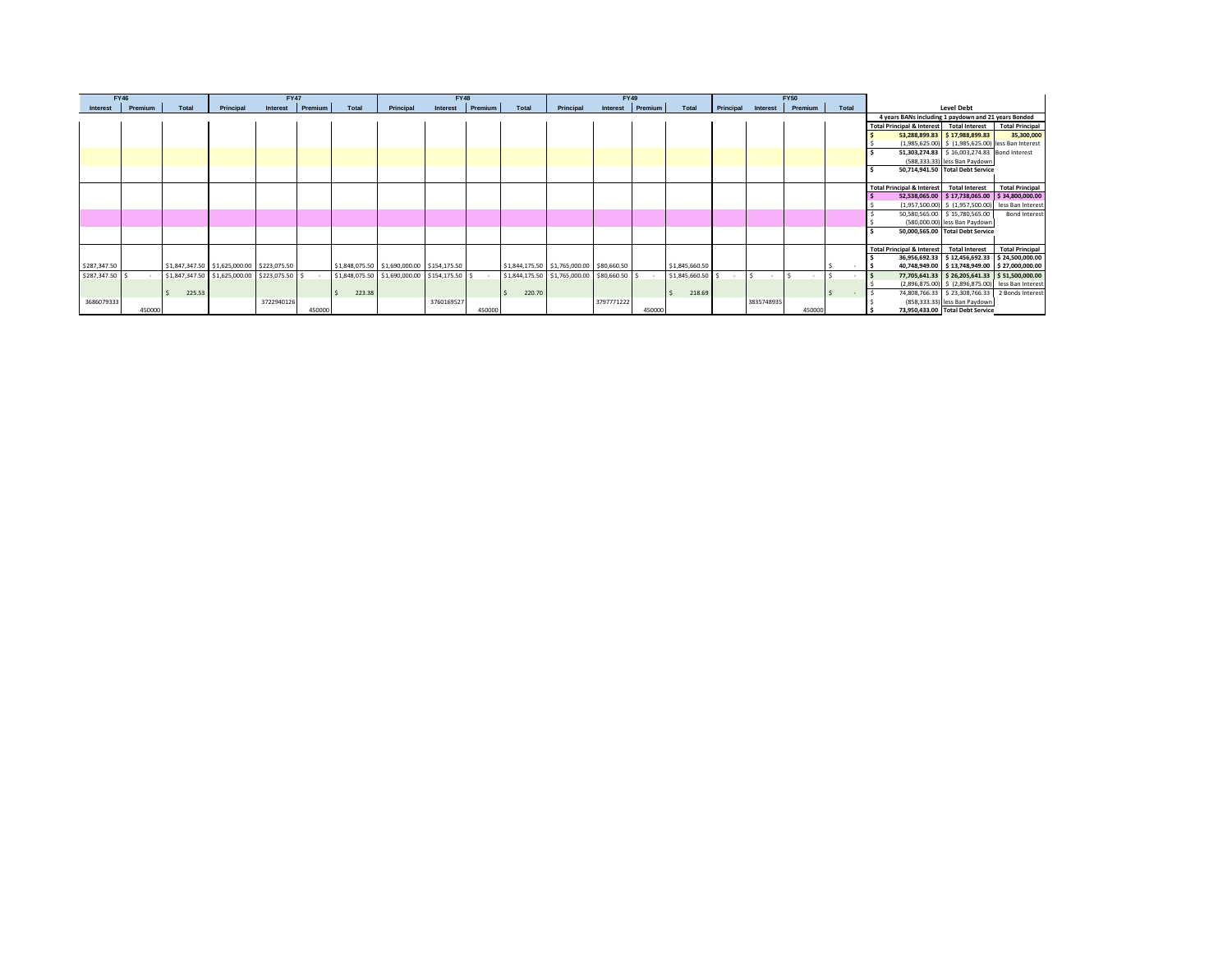| FY46 | | | FY47 | | | | FY48 | | | | FY49 | | | | FY50 | | | |
|---|---|---|---|---|---|---|---|---|---|---|---|---|---|---|---|---|---|---|
| Interest | Premium | Total | Principal | Interest | Premium | Total | Principal | Interest | Premium | Total | Principal | Interest | Premium | Total | Principal | Interest | Premium | Total |
| $287,347.50 | | $1,847,347.50 | $1,625,000.00 | $223,075.50 | | $1,848,075.50 | $1,690,000.00 | $154,175.50 | | $1,844,175.50 | $1,765,000.00 | $80,660.50 | | $1,845,660.50 | | | | |
| $287,347.50 | $ - | $1,847,347.50 | $1,625,000.00 | $223,075.50 | $ - | $1,848,075.50 | $1,690,000.00 | $154,175.50 | $ - | $1,844,175.50 | $1,765,000.00 | $80,660.50 | $ - | $1,845,660.50 | $ - | $ - | $ - | $ - |
| | | $ 225.53 | | | | $ 223.38 | | | | $ 220.70 | | | | $ 218.69 | | | | $ - |
| 3686079333 | | | | 3722940126 | | | | 3760169527 | | | | 3797771222 | | | | 3835748935 | | |
| | 450000 | | | | 450000 | | | | 450000 | | | | 450000 | | | | 450000 | |

**Level Debt**

| 4 years BANs including 1 paydown and 21 years Bonded | | |
|---|---|---|
| **Total Principal & Interest** | **Total Interest** | **Total Principal** |
| **$ 53,288,899.83** | **$ 17,988,899.83** | **35,300,000** |
| $ (1,985,625.00) | $ (1,985,625.00) | less Ban Interest |
| **$ 51,303,274.83** | $ 16,003,274.83 | Bond Interest |
| (588,333.33) | less Ban Paydown | |
| **$ 50,714,941.50** | **Total Debt Service** | |
| | | |
| **Total Principal & Interest** | **Total Interest** | **Total Principal** |
| **$ 52,538,065.00** | **$ 17,738,065.00** | **$ 34,800,000.00** |
| $ (1,957,500.00) | $ (1,957,500.00) | less Ban Interest |
| $ 50,580,565.00 | $ 15,780,565.00 | Bond Interest |
| $ (580,000.00) | less Ban Paydown | |
| **$ 50,000,565.00** | **Total Debt Service** | |
| | | |
| **Total Principal & Interest** | **Total Interest** | **Total Principal** |
| **$ 36,956,692.33** | **$ 12,456,692.33** | **$ 24,500,000.00** |
| **$ 40,748,949.00** | **$ 13,748,949.00** | **$ 27,000,000.00** |
| **$ 77,705,641.33** | **$ 26,205,641.33** | **$ 51,500,000.00** |
| $ (2,896,875.00) | $ (2,896,875.00) | less Ban Interest |
| $ 74,808,766.33 | $ 23,308,766.33 | 2 Bonds Interest |
| $ (858,333.33) | less Ban Paydown | |
| **$ 73,950,433.00** | **Total Debt Service** | |